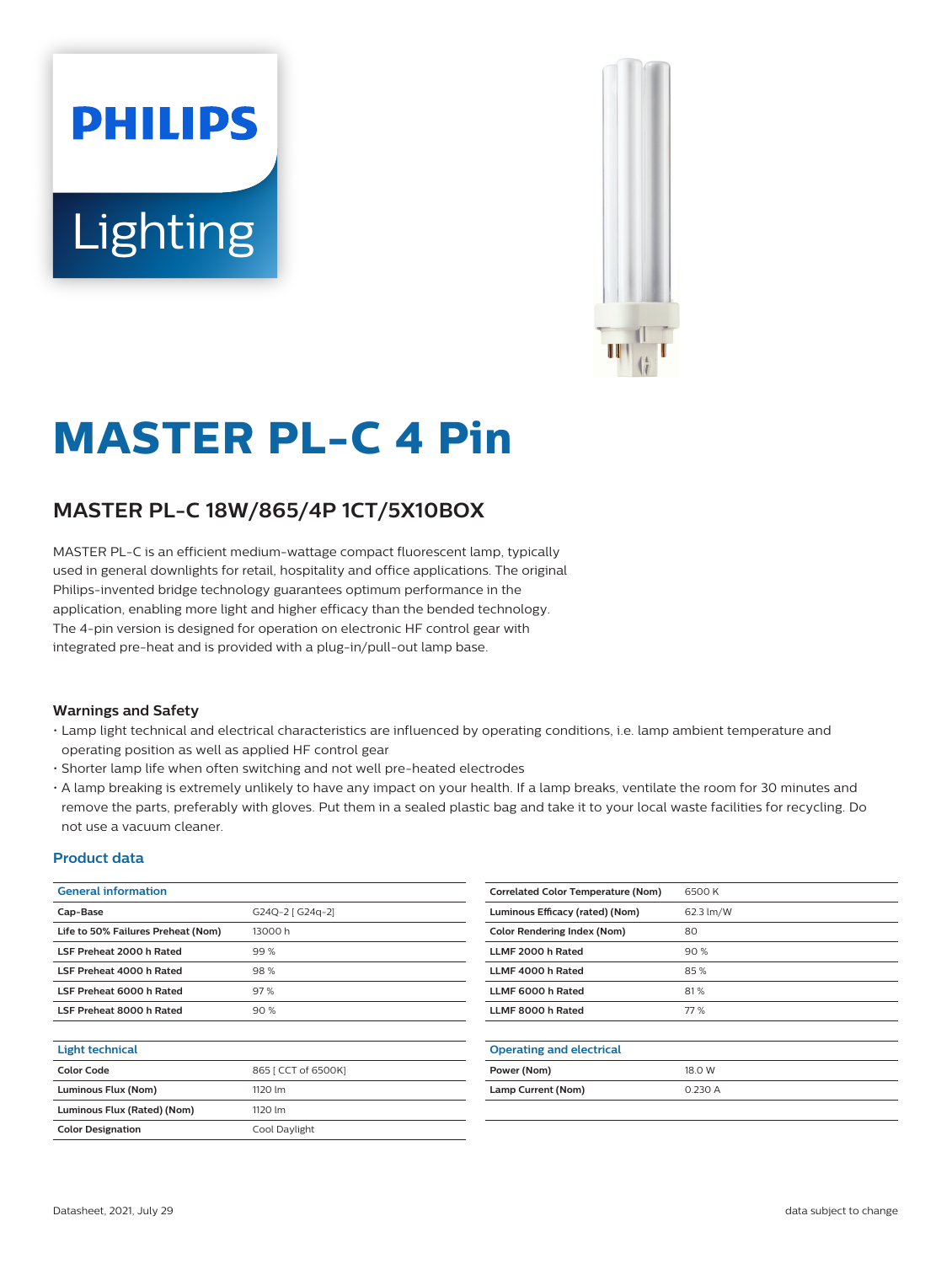PHILIPS

Lighting

# MASTER PL-C 4 Pin

## MASTER PL-C 18W/865/4P 1CT/5X10BOX

MASTER PL-C is an efficient medium-wattage compact fluorescent lamp, typically used in general downlights for retail, hospitality and office applications. The original Philips-invented bridge technology guarantees optimum performance in the application, enabling more light and higher efficacy than the bended technology. The 4-pin version is designed for operation on electronic HF control gear with integrated pre-heat and is provided with a plug-in/pull-out lamp base.

### Warnings and Safety

- Lamp light technical and electrical characteristics are influenced by operating conditions, i.e. lamp ambient temperature and operating position as well as applied HF control gear
- Shorter lamp life when often switching and not well pre-heated electrodes
- A lamp breaking is extremely unlikely to have any impact on your health. If a lamp breaks, ventilate the room for 30 minutes and remove the parts, preferably with gloves. Put them in a sealed plastic bag and take it to your local waste facilities for recycling. Do not use a vacuum cleaner.

### Product data

| General information | |
|---|---|
| Cap-Base | G24Q-2 [ G24q-2] |
| Life to 50% Failures Preheat (Nom) | 13000 h |
| LSF Preheat 2000 h Rated | 99 % |
| LSF Preheat 4000 h Rated | 98 % |
| LSF Preheat 6000 h Rated | 97 % |
| LSF Preheat 8000 h Rated | 90 % |

| Light technical | |
|---|---|
| Color Code | 865 [ CCT of 6500K] |
| Luminous Flux (Nom) | 1120 lm |
| Luminous Flux (Rated) (Nom) | 1120 lm |
| Color Designation | Cool Daylight |
| Correlated Color Temperature (Nom) | 6500 K |
| Luminous Efficacy (rated) (Nom) | 62.3 lm/W |
| Color Rendering Index (Nom) | 80 |
| LLMF 2000 h Rated | 90 % |
| LLMF 4000 h Rated | 85 % |
| LLMF 6000 h Rated | 81 % |
| LLMF 8000 h Rated | 77 % |

| Operating and electrical | |
|---|---|
| Power (Nom) | 18.0 W |
| Lamp Current (Nom) | 0.230 A |

Datasheet, 2021, July 29

data subject to change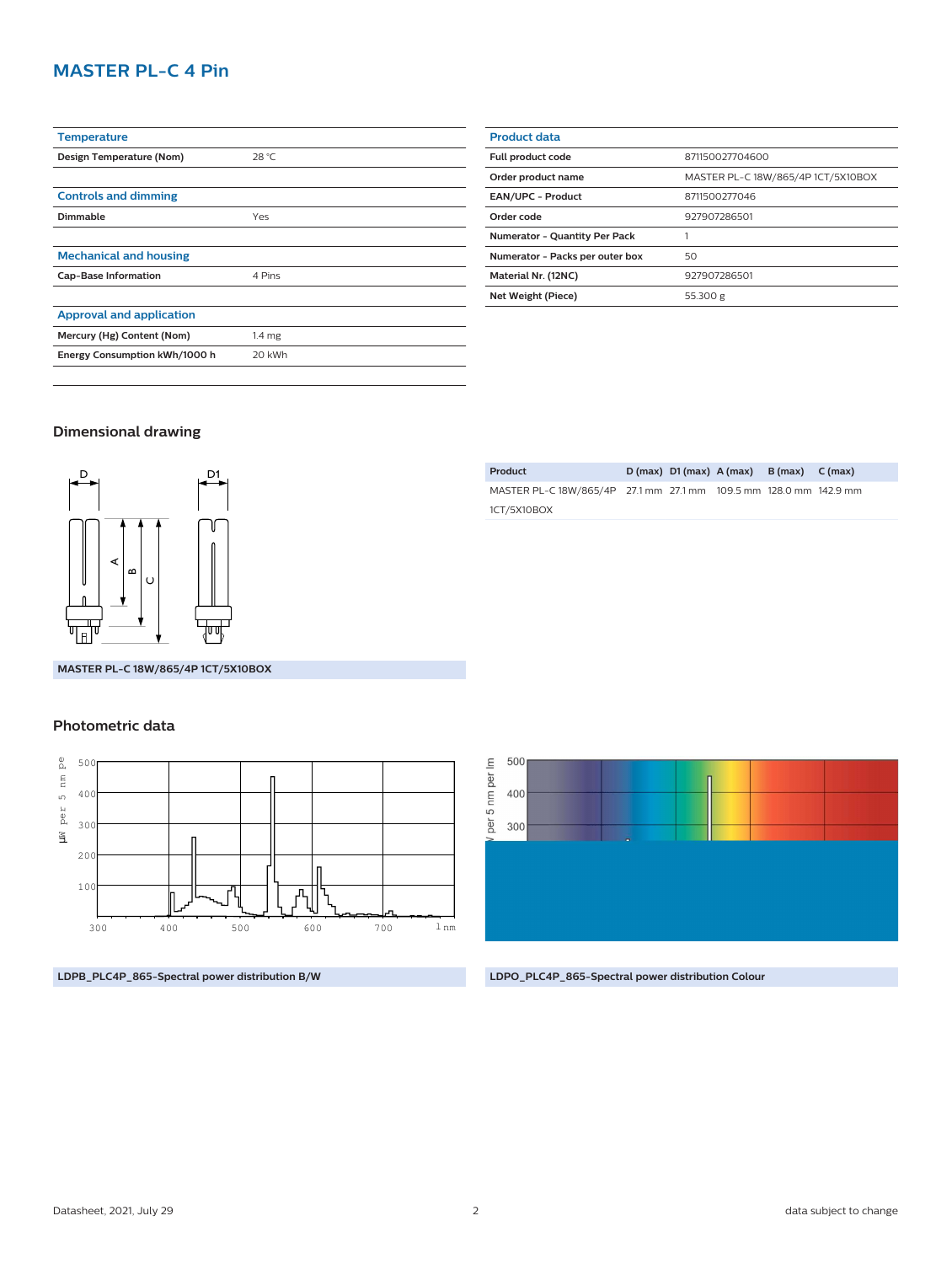# MASTER PL-C 4 Pin

| Temperature | |
|---|---|
| Design Temperature (Nom) | 28 °C |

| Controls and dimming | |
|---|---|
| Dimmable | Yes |

| Mechanical and housing | |
|---|---|
| Cap-Base Information | 4 Pins |

| Approval and application | |
|---|---|
| Mercury (Hg) Content (Nom) | 1.4 mg |
| Energy Consumption kWh/1000 h | 20 kWh |

| Product data | |
|---|---|
| Full product code | 871150027704600 |
| Order product name | MASTER PL-C 18W/865/4P 1CT/5X10BOX |
| EAN/UPC - Product | 8711500277046 |
| Order code | 927907286501 |
| Numerator - Quantity Per Pack | 1 |
| Numerator - Packs per outer box | 50 |
| Material Nr. (12NC) | 927907286501 |
| Net Weight (Piece) | 55.300 g |

## Dimensional drawing

| Product | D (max) | D1 (max) | A (max) | B (max) | C (max) |
|---|---|---|---|---|---|
| MASTER PL-C 18W/865/4P 1CT/5X10BOX | 27.1 mm | 27.1 mm | 109.5 mm | 128.0 mm | 142.9 mm |

MASTER PL-C 18W/865/4P 1CT/5X10BOX

## Photometric data

LDPB_PLC4P_865-Spectral power distribution B/W

LDPO_PLC4P_865-Spectral power distribution Colour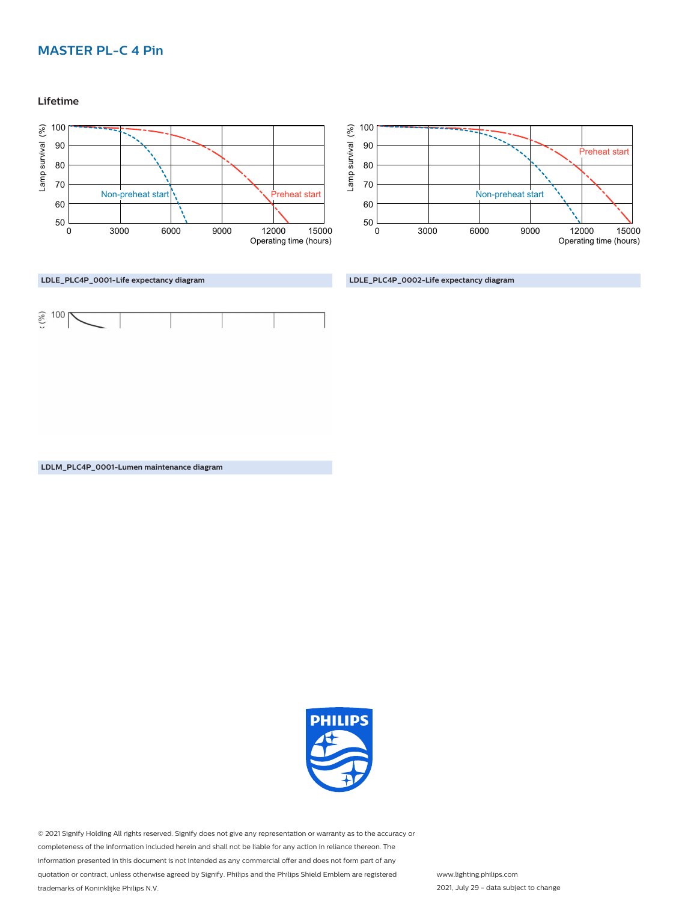## MASTER PL-C 4 Pin

### Lifetime

Lamp survival (%)
100
90
80
70
60
50
0
3000
6000
9000
12000
15000
Operating time (hours)
Non-preheat start
Preheat start

**LDLE_PLC4P_0001-Life expectancy diagram**

Lamp survival (%)
100
90
80
70
60
50
0
3000
6000
9000
12000
15000
Operating time (hours)
Non-preheat start
Preheat start

**LDLE_PLC4P_0002-Life expectancy diagram**

(%)
100

**LDLM_PLC4P_0001-Lumen maintenance diagram**

© 2021 Signify Holding All rights reserved. Signify does not give any representation or warranty as to the accuracy or completeness of the information included herein and shall not be liable for any action in reliance thereon. The information presented in this document is not intended as any commercial offer and does not form part of any quotation or contract, unless otherwise agreed by Signify. Philips and the Philips Shield Emblem are registered trademarks of Koninklijke Philips N.V.

www.lighting.philips.com

2021, July 29 - data subject to change